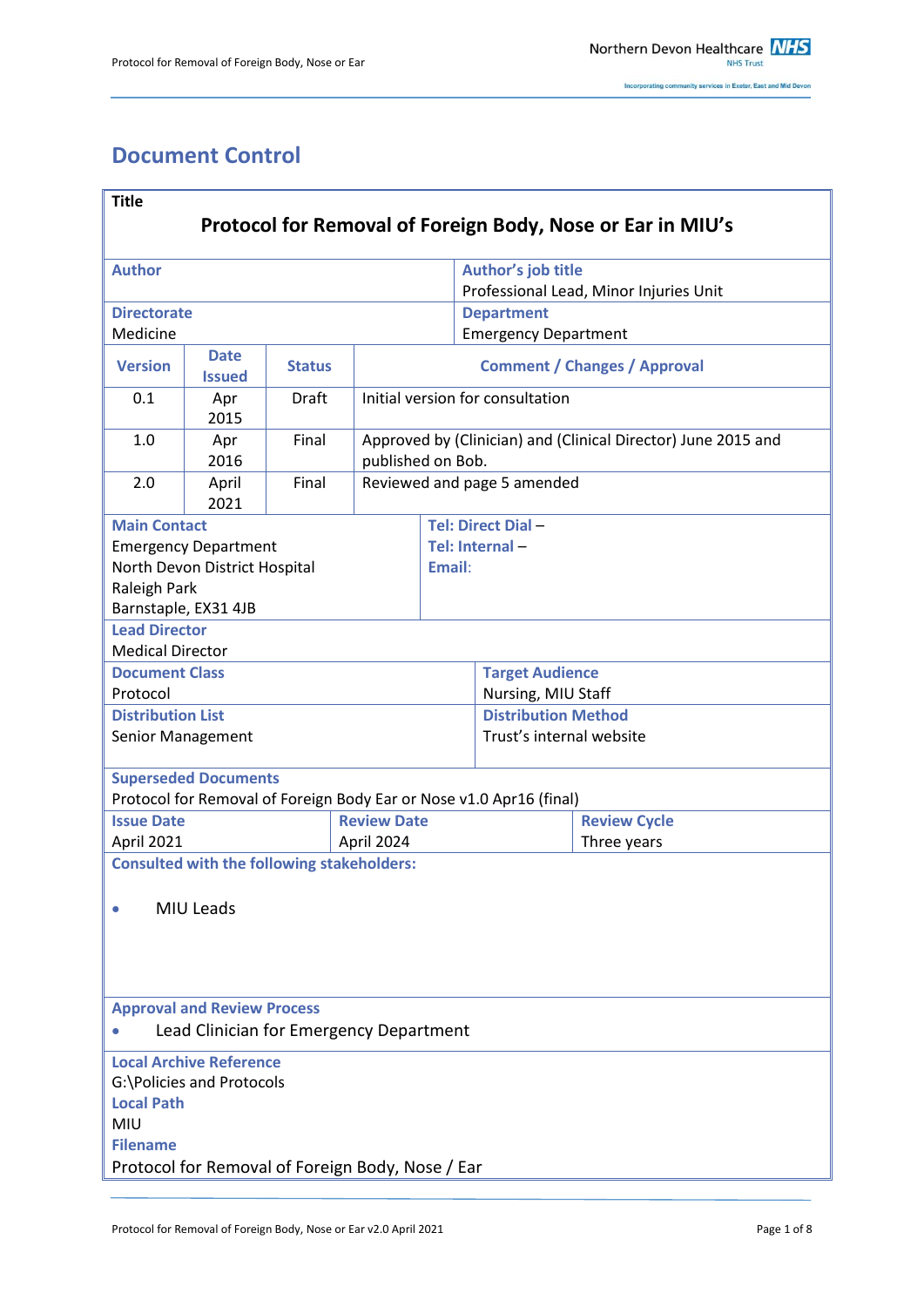# Document Control

| **Title** | | | |
|---|---|---|---|
| **Protocol for Removal of Foreign Body, Nose or Ear in MIU's** | | | |
| **Author** | | **Author's job title**<br>Professional Lead, Minor Injuries Unit | |
| **Directorate**<br>Medicine | | **Department**<br>Emergency Department | |
| **Version** | **Date Issued** | **Status** | **Comment / Changes / Approval** |
| 0.1 | Apr 2015 | Draft | Initial version for consultation |
| 1.0 | Apr 2016 | Final | Approved by (Clinician) and (Clinical Director) June 2015 and published on Bob. |
| 2.0 | April 2021 | Final | Reviewed and page 5 amended |

| **Main Contact**<br>Emergency Department<br>North Devon District Hospital<br>Raleigh Park<br>Barnstaple, EX31 4JB | **Tel: Direct Dial** –<br>**Tel: Internal** –<br>**Email**: |
|---|---|
| **Lead Director**<br>Medical Director | |
| **Document Class**<br>Protocol | **Target Audience**<br>Nursing, MIU Staff |
| **Distribution List**<br>Senior Management | **Distribution Method**<br>Trust's internal website |
| **Superseded Documents**<br>Protocol for Removal of Foreign Body Ear or Nose v1.0 Apr16 (final) | |

| **Issue Date** | **Review Date** | **Review Cycle** |
|---|---|---|
| April 2021 | April 2024 | Three years |

**Consulted with the following stakeholders:**

- MIU Leads

**Approval and Review Process**

- Lead Clinician for Emergency Department

**Local Archive Reference**
G:\Policies and Protocols

**Local Path**
MIU

**Filename**
Protocol for Removal of Foreign Body, Nose / Ear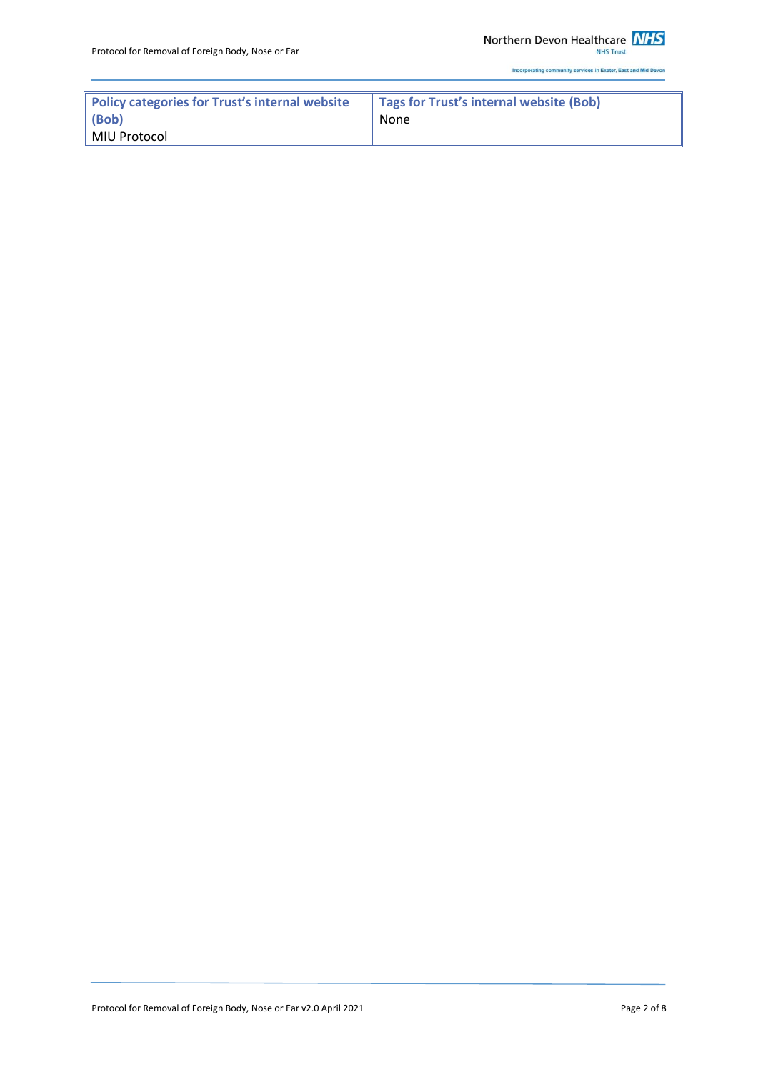| Policy categories for Trust's internal website (Bob) | Tags for Trust's internal website (Bob) |
|---|---|
| MIU Protocol | None |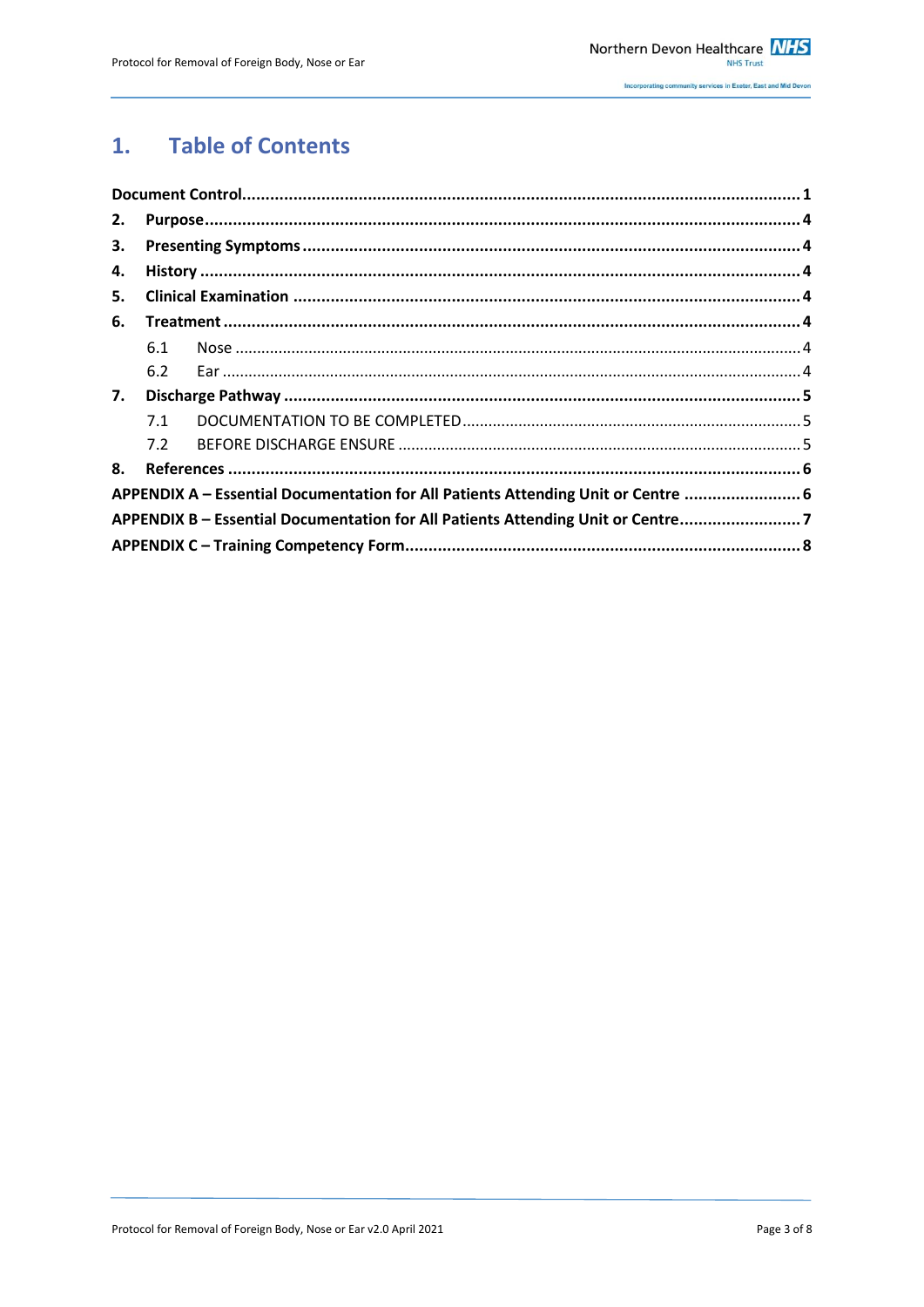# 1. Table of Contents

**Document Control** ........................................ **1**

**2. Purpose** ........................................ **4**

**3. Presenting Symptoms** ........................................ **4**

**4. History** ........................................ **4**

**5. Clinical Examination** ........................................ **4**

**6. Treatment** ........................................ **4**

- 6.1 Nose ........................................ 4
- 6.2 Ear ........................................ 4

**7. Discharge Pathway** ........................................ **5**

- 7.1 DOCUMENTATION TO BE COMPLETED ........................................ 5
- 7.2 BEFORE DISCHARGE ENSURE ........................................ 5

**8. References** ........................................ **6**

**APPENDIX A – Essential Documentation for All Patients Attending Unit or Centre** ........................................ **6**

**APPENDIX B – Essential Documentation for All Patients Attending Unit or Centre** ........................................ **7**

**APPENDIX C – Training Competency Form** ........................................ **8**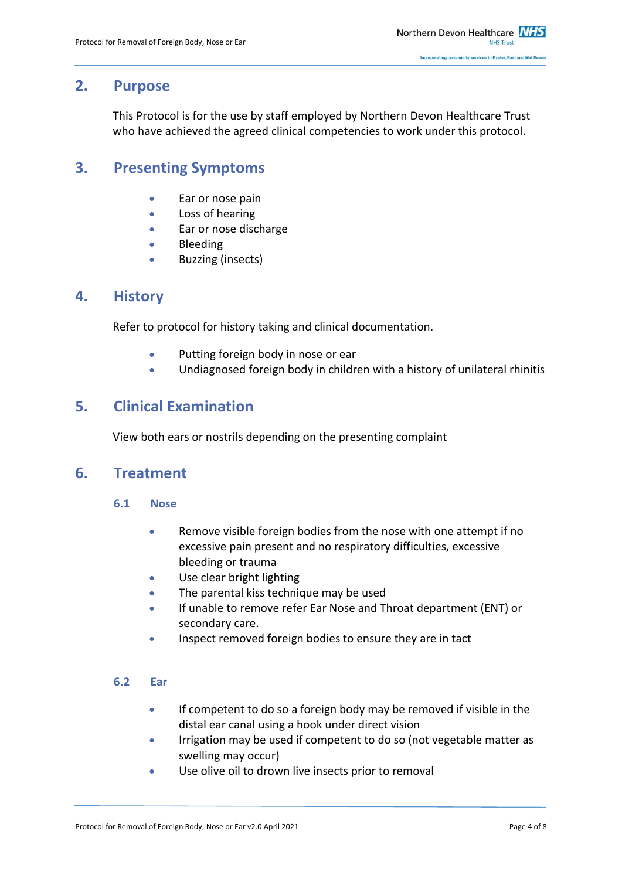## 2. Purpose

This Protocol is for the use by staff employed by Northern Devon Healthcare Trust who have achieved the agreed clinical competencies to work under this protocol.

## 3. Presenting Symptoms

- Ear or nose pain
- Loss of hearing
- Ear or nose discharge
- Bleeding
- Buzzing (insects)

## 4. History

Refer to protocol for history taking and clinical documentation.

- Putting foreign body in nose or ear
- Undiagnosed foreign body in children with a history of unilateral rhinitis

## 5. Clinical Examination

View both ears or nostrils depending on the presenting complaint

## 6. Treatment

### 6.1 Nose

- Remove visible foreign bodies from the nose with one attempt if no excessive pain present and no respiratory difficulties, excessive bleeding or trauma
- Use clear bright lighting
- The parental kiss technique may be used
- If unable to remove refer Ear Nose and Throat department (ENT) or secondary care.
- Inspect removed foreign bodies to ensure they are in tact

### 6.2 Ear

- If competent to do so a foreign body may be removed if visible in the distal ear canal using a hook under direct vision
- Irrigation may be used if competent to do so (not vegetable matter as swelling may occur)
- Use olive oil to drown live insects prior to removal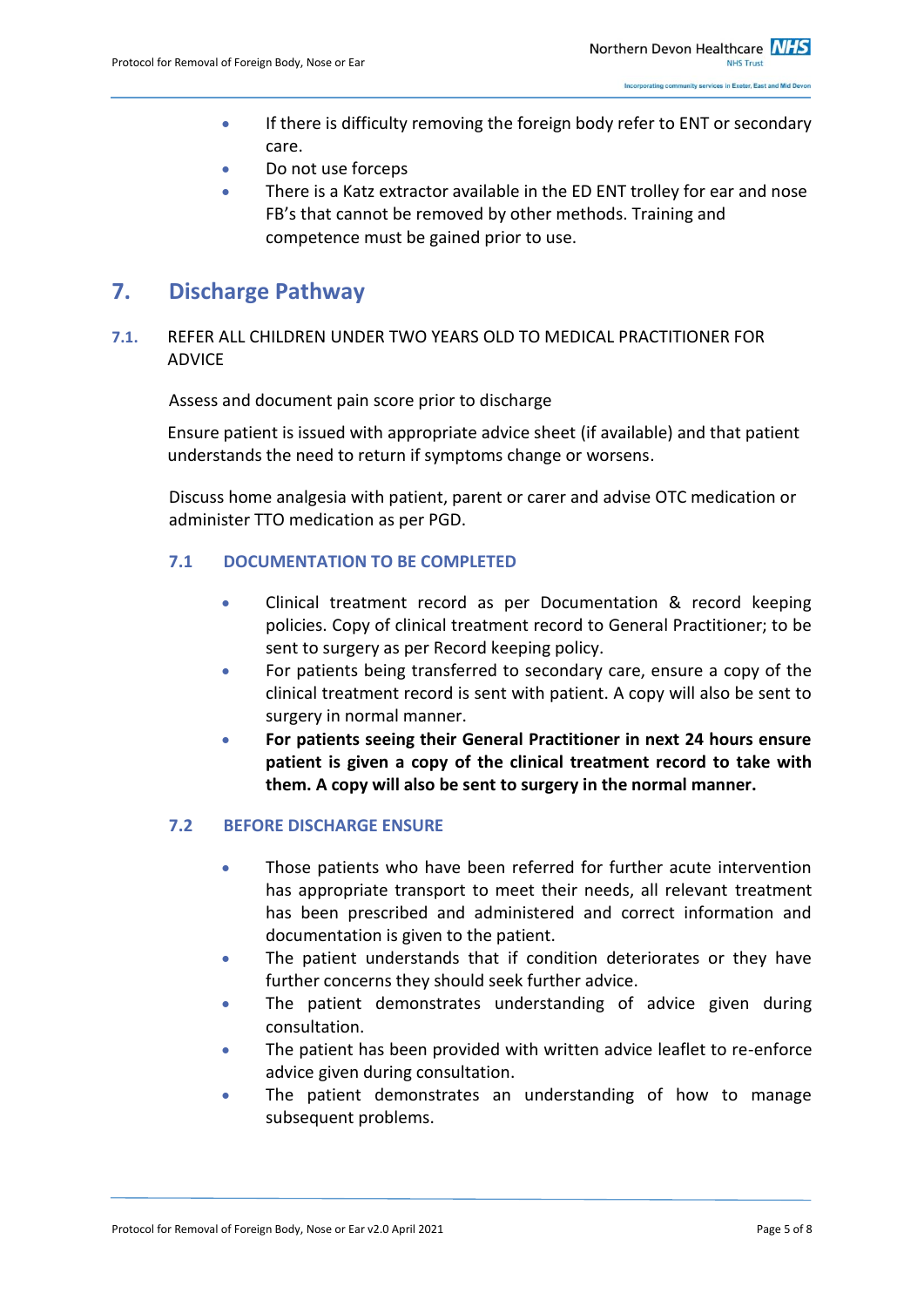- If there is difficulty removing the foreign body refer to ENT or secondary care.
- Do not use forceps
- There is a Katz extractor available in the ED ENT trolley for ear and nose FB's that cannot be removed by other methods. Training and competence must be gained prior to use.

## 7. Discharge Pathway

### 7.1. REFER ALL CHILDREN UNDER TWO YEARS OLD TO MEDICAL PRACTITIONER FOR ADVICE

Assess and document pain score prior to discharge

Ensure patient is issued with appropriate advice sheet (if available) and that patient understands the need to return if symptoms change or worsens.

Discuss home analgesia with patient, parent or carer and advise OTC medication or administer TTO medication as per PGD.

### 7.1 DOCUMENTATION TO BE COMPLETED

- Clinical treatment record as per Documentation & record keeping policies. Copy of clinical treatment record to General Practitioner; to be sent to surgery as per Record keeping policy.
- For patients being transferred to secondary care, ensure a copy of the clinical treatment record is sent with patient. A copy will also be sent to surgery in normal manner.
- **For patients seeing their General Practitioner in next 24 hours ensure patient is given a copy of the clinical treatment record to take with them. A copy will also be sent to surgery in the normal manner.**

### 7.2 BEFORE DISCHARGE ENSURE

- Those patients who have been referred for further acute intervention has appropriate transport to meet their needs, all relevant treatment has been prescribed and administered and correct information and documentation is given to the patient.
- The patient understands that if condition deteriorates or they have further concerns they should seek further advice.
- The patient demonstrates understanding of advice given during consultation.
- The patient has been provided with written advice leaflet to re-enforce advice given during consultation.
- The patient demonstrates an understanding of how to manage subsequent problems.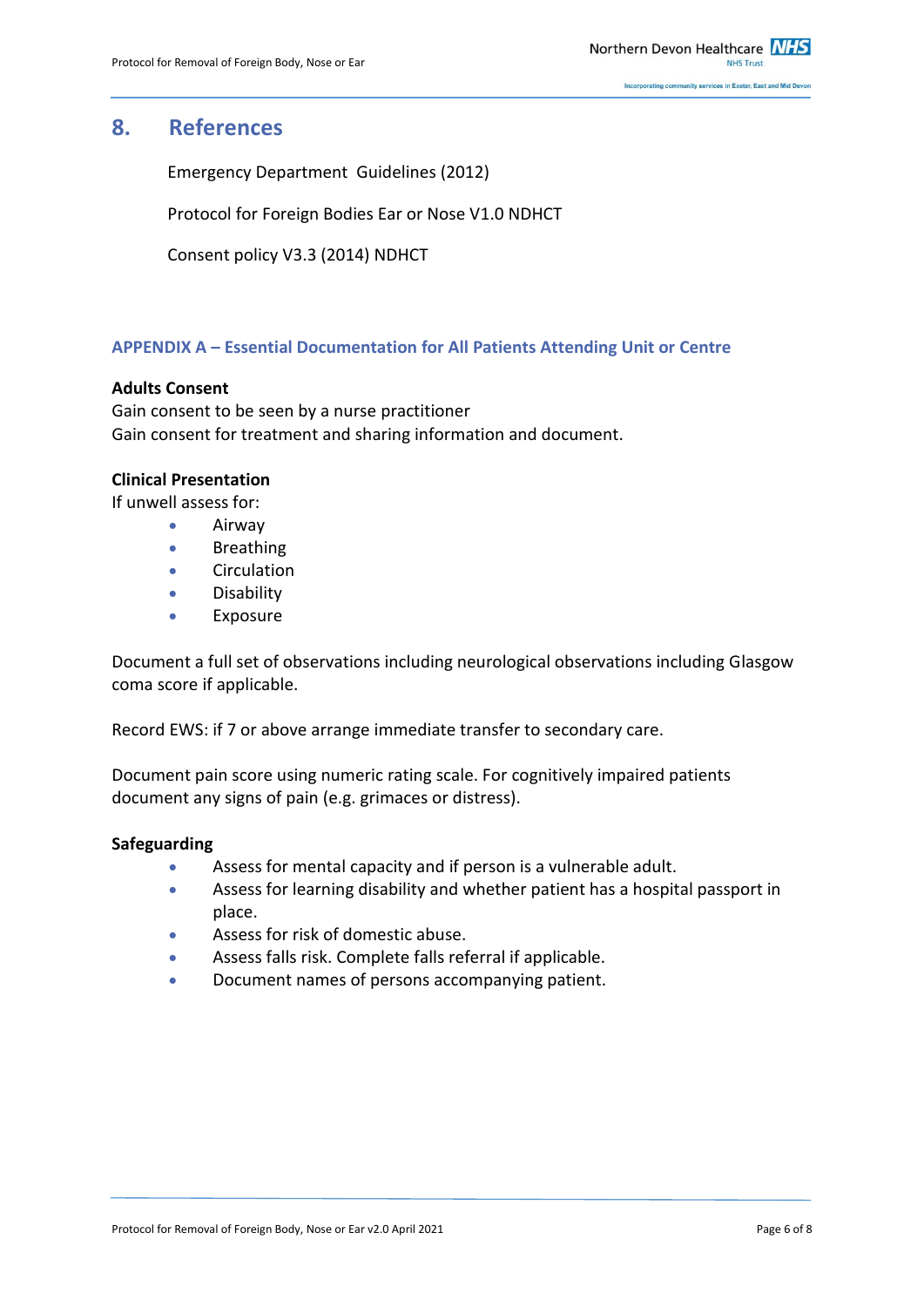## 8. References

Emergency Department Guidelines (2012)

Protocol for Foreign Bodies Ear or Nose V1.0 NDHCT

Consent policy V3.3 (2014) NDHCT

### APPENDIX A – Essential Documentation for All Patients Attending Unit or Centre

**Adults Consent**
Gain consent to be seen by a nurse practitioner
Gain consent for treatment and sharing information and document.

**Clinical Presentation**
If unwell assess for:

- Airway
- Breathing
- Circulation
- Disability
- Exposure

Document a full set of observations including neurological observations including Glasgow coma score if applicable.

Record EWS: if 7 or above arrange immediate transfer to secondary care.

Document pain score using numeric rating scale. For cognitively impaired patients document any signs of pain (e.g. grimaces or distress).

**Safeguarding**

- Assess for mental capacity and if person is a vulnerable adult.
- Assess for learning disability and whether patient has a hospital passport in place.
- Assess for risk of domestic abuse.
- Assess falls risk. Complete falls referral if applicable.
- Document names of persons accompanying patient.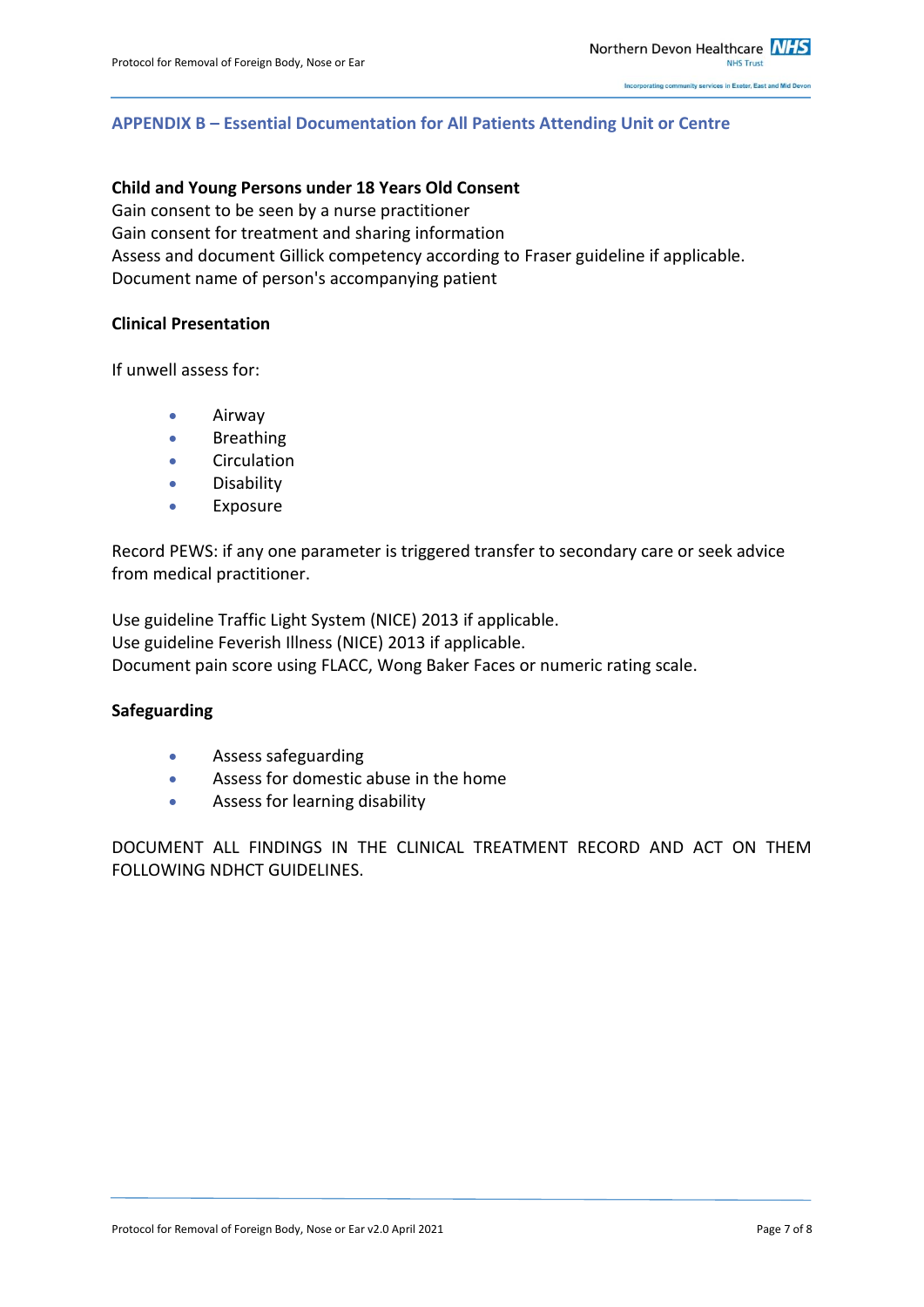## APPENDIX B – Essential Documentation for All Patients Attending Unit or Centre

**Child and Young Persons under 18 Years Old Consent**
Gain consent to be seen by a nurse practitioner
Gain consent for treatment and sharing information
Assess and document Gillick competency according to Fraser guideline if applicable.
Document name of person's accompanying patient

**Clinical Presentation**

If unwell assess for:

- Airway
- Breathing
- Circulation
- Disability
- Exposure

Record PEWS: if any one parameter is triggered transfer to secondary care or seek advice from medical practitioner.

Use guideline Traffic Light System (NICE) 2013 if applicable.
Use guideline Feverish Illness (NICE) 2013 if applicable.
Document pain score using FLACC, Wong Baker Faces or numeric rating scale.

**Safeguarding**

- Assess safeguarding
- Assess for domestic abuse in the home
- Assess for learning disability

DOCUMENT ALL FINDINGS IN THE CLINICAL TREATMENT RECORD AND ACT ON THEM FOLLOWING NDHCT GUIDELINES.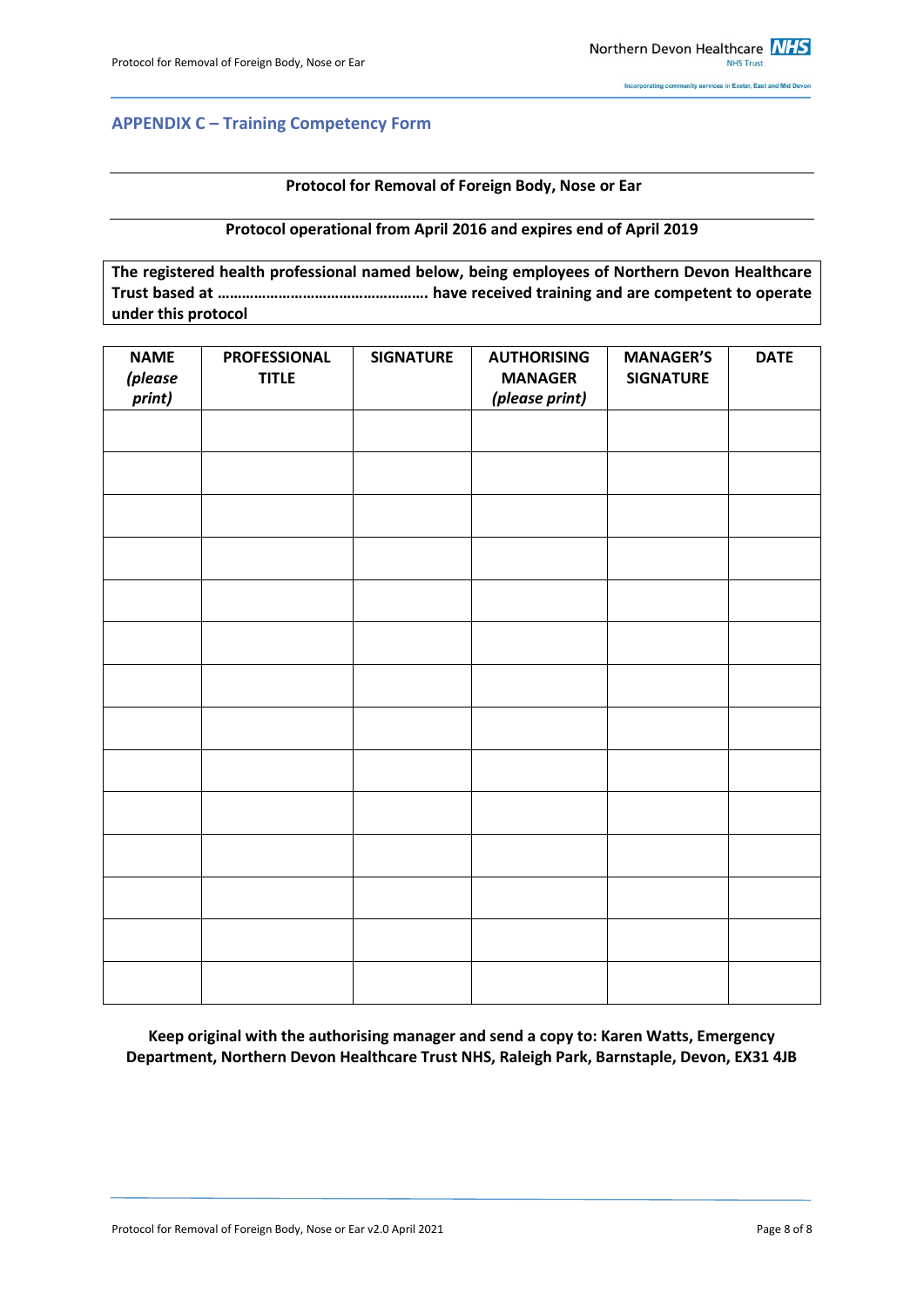## APPENDIX C – Training Competency Form

**Protocol for Removal of Foreign Body, Nose or Ear**

**Protocol operational from April 2016 and expires end of April 2019**

**The registered health professional named below, being employees of Northern Devon Healthcare Trust based at ……………………………………………. have received training and are competent to operate under this protocol**

| **NAME** *(please print)* | **PROFESSIONAL TITLE** | **SIGNATURE** | **AUTHORISING MANAGER** *(please print)* | **MANAGER'S SIGNATURE** | **DATE** |
|---|---|---|---|---|---|
| | | | | | |
| | | | | | |
| | | | | | |
| | | | | | |
| | | | | | |
| | | | | | |
| | | | | | |
| | | | | | |
| | | | | | |
| | | | | | |
| | | | | | |
| | | | | | |
| | | | | | |
| | | | | | |

**Keep original with the authorising manager and send a copy to: Karen Watts, Emergency Department, Northern Devon Healthcare Trust NHS, Raleigh Park, Barnstaple, Devon, EX31 4JB**